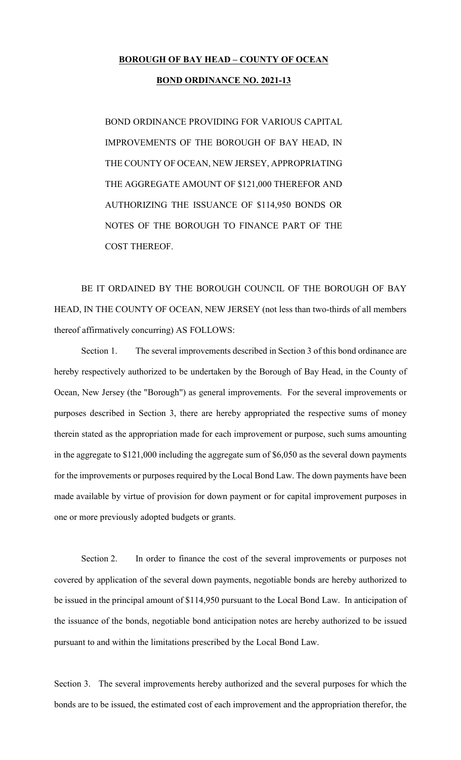**BOROUGH OF BAY HEAD – COUNTY OF OCEAN**

**BOND ORDINANCE NO. 2021-13**

BOND ORDINANCE PROVIDING FOR VARIOUS CAPITAL IMPROVEMENTS OF THE BOROUGH OF BAY HEAD, IN THE COUNTY OF OCEAN, NEW JERSEY, APPROPRIATING THE AGGREGATE AMOUNT OF $121,000 THEREFOR AND AUTHORIZING THE ISSUANCE OF $114,950 BONDS OR NOTES OF THE BOROUGH TO FINANCE PART OF THE COST THEREOF.

BE IT ORDAINED BY THE BOROUGH COUNCIL OF THE BOROUGH OF BAY HEAD, IN THE COUNTY OF OCEAN, NEW JERSEY (not less than two-thirds of all members thereof affirmatively concurring) AS FOLLOWS:

Section 1. The several improvements described in Section 3 of this bond ordinance are hereby respectively authorized to be undertaken by the Borough of Bay Head, in the County of Ocean, New Jersey (the "Borough") as general improvements. For the several improvements or purposes described in Section 3, there are hereby appropriated the respective sums of money therein stated as the appropriation made for each improvement or purpose, such sums amounting in the aggregate to $121,000 including the aggregate sum of $6,050 as the several down payments for the improvements or purposes required by the Local Bond Law. The down payments have been made available by virtue of provision for down payment or for capital improvement purposes in one or more previously adopted budgets or grants.

Section 2. In order to finance the cost of the several improvements or purposes not covered by application of the several down payments, negotiable bonds are hereby authorized to be issued in the principal amount of $114,950 pursuant to the Local Bond Law. In anticipation of the issuance of the bonds, negotiable bond anticipation notes are hereby authorized to be issued pursuant to and within the limitations prescribed by the Local Bond Law.

Section 3. The several improvements hereby authorized and the several purposes for which the bonds are to be issued, the estimated cost of each improvement and the appropriation therefor, the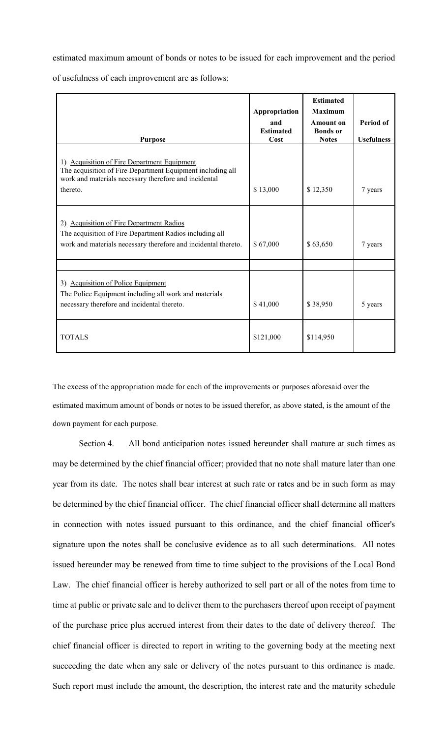estimated maximum amount of bonds or notes to be issued for each improvement and the period of usefulness of each improvement are as follows:

| Purpose | Appropriation and Estimated Cost | Estimated Maximum Amount on Bonds or Notes | Period of Usefulness |
|---|---|---|---|
| 1) Acquisition of Fire Department Equipment<br>The acquisition of Fire Department Equipment including all work and materials necessary therefore and incidental thereto. | $ 13,000 | $ 12,350 | 7 years |
| 2) Acquisition of Fire Department Radios<br>The acquisition of Fire Department Radios including all work and materials necessary therefore and incidental thereto. | $ 67,000 | $ 63,650 | 7 years |
| | | | |
| 3) Acquisition of Police Equipment<br>The Police Equipment including all work and materials necessary therefore and incidental thereto. | $ 41,000 | $ 38,950 | 5 years |
| TOTALS | $121,000 | $114,950 | |

The excess of the appropriation made for each of the improvements or purposes aforesaid over the estimated maximum amount of bonds or notes to be issued therefor, as above stated, is the amount of the down payment for each purpose.

Section 4. All bond anticipation notes issued hereunder shall mature at such times as may be determined by the chief financial officer; provided that no note shall mature later than one year from its date. The notes shall bear interest at such rate or rates and be in such form as may be determined by the chief financial officer. The chief financial officer shall determine all matters in connection with notes issued pursuant to this ordinance, and the chief financial officer's signature upon the notes shall be conclusive evidence as to all such determinations. All notes issued hereunder may be renewed from time to time subject to the provisions of the Local Bond Law. The chief financial officer is hereby authorized to sell part or all of the notes from time to time at public or private sale and to deliver them to the purchasers thereof upon receipt of payment of the purchase price plus accrued interest from their dates to the date of delivery thereof. The chief financial officer is directed to report in writing to the governing body at the meeting next succeeding the date when any sale or delivery of the notes pursuant to this ordinance is made. Such report must include the amount, the description, the interest rate and the maturity schedule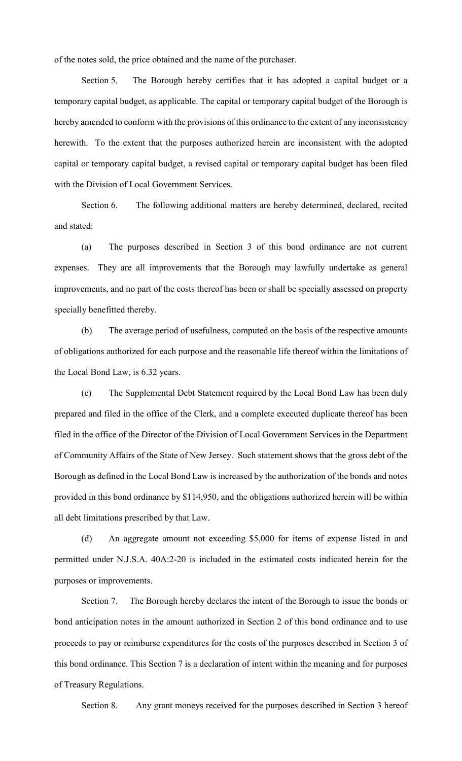of the notes sold, the price obtained and the name of the purchaser.

Section 5. The Borough hereby certifies that it has adopted a capital budget or a temporary capital budget, as applicable. The capital or temporary capital budget of the Borough is hereby amended to conform with the provisions of this ordinance to the extent of any inconsistency herewith. To the extent that the purposes authorized herein are inconsistent with the adopted capital or temporary capital budget, a revised capital or temporary capital budget has been filed with the Division of Local Government Services.

Section 6. The following additional matters are hereby determined, declared, recited and stated:

(a) The purposes described in Section 3 of this bond ordinance are not current expenses. They are all improvements that the Borough may lawfully undertake as general improvements, and no part of the costs thereof has been or shall be specially assessed on property specially benefitted thereby.

(b) The average period of usefulness, computed on the basis of the respective amounts of obligations authorized for each purpose and the reasonable life thereof within the limitations of the Local Bond Law, is 6.32 years.

(c) The Supplemental Debt Statement required by the Local Bond Law has been duly prepared and filed in the office of the Clerk, and a complete executed duplicate thereof has been filed in the office of the Director of the Division of Local Government Services in the Department of Community Affairs of the State of New Jersey. Such statement shows that the gross debt of the Borough as defined in the Local Bond Law is increased by the authorization of the bonds and notes provided in this bond ordinance by $114,950, and the obligations authorized herein will be within all debt limitations prescribed by that Law.

(d) An aggregate amount not exceeding $5,000 for items of expense listed in and permitted under N.J.S.A. 40A:2-20 is included in the estimated costs indicated herein for the purposes or improvements.

Section 7. The Borough hereby declares the intent of the Borough to issue the bonds or bond anticipation notes in the amount authorized in Section 2 of this bond ordinance and to use proceeds to pay or reimburse expenditures for the costs of the purposes described in Section 3 of this bond ordinance. This Section 7 is a declaration of intent within the meaning and for purposes of Treasury Regulations.

Section 8. Any grant moneys received for the purposes described in Section 3 hereof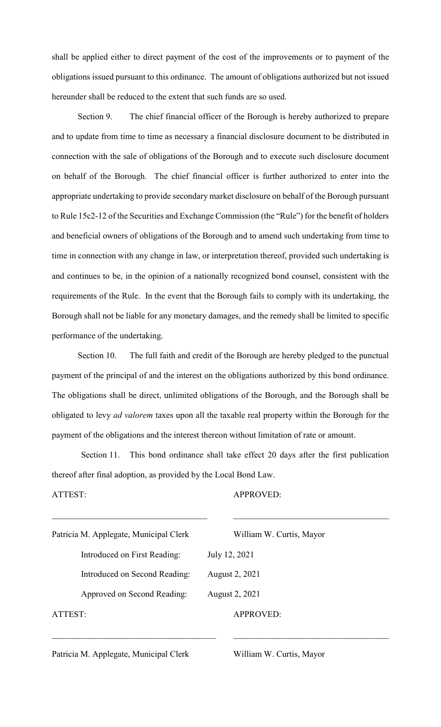shall be applied either to direct payment of the cost of the improvements or to payment of the obligations issued pursuant to this ordinance. The amount of obligations authorized but not issued hereunder shall be reduced to the extent that such funds are so used.

Section 9. The chief financial officer of the Borough is hereby authorized to prepare and to update from time to time as necessary a financial disclosure document to be distributed in connection with the sale of obligations of the Borough and to execute such disclosure document on behalf of the Borough. The chief financial officer is further authorized to enter into the appropriate undertaking to provide secondary market disclosure on behalf of the Borough pursuant to Rule 15c2-12 of the Securities and Exchange Commission (the "Rule") for the benefit of holders and beneficial owners of obligations of the Borough and to amend such undertaking from time to time in connection with any change in law, or interpretation thereof, provided such undertaking is and continues to be, in the opinion of a nationally recognized bond counsel, consistent with the requirements of the Rule. In the event that the Borough fails to comply with its undertaking, the Borough shall not be liable for any monetary damages, and the remedy shall be limited to specific performance of the undertaking.

Section 10. The full faith and credit of the Borough are hereby pledged to the punctual payment of the principal of and the interest on the obligations authorized by this bond ordinance. The obligations shall be direct, unlimited obligations of the Borough, and the Borough shall be obligated to levy *ad valorem* taxes upon all the taxable real property within the Borough for the payment of the obligations and the interest thereon without limitation of rate or amount.

Section 11. This bond ordinance shall take effect 20 days after the first publication thereof after final adoption, as provided by the Local Bond Law.

ATTEST: APPROVED:

\_\_\_\_\_\_\_\_\_\_\_\_\_\_\_\_\_\_\_\_\_\_\_\_\_\_\_\_\_\_\_\_\_\_ \_\_\_\_\_\_\_\_\_\_\_\_\_\_\_\_\_\_\_\_\_\_\_\_\_\_\_\_\_\_\_\_\_\_

Patricia M. Applegate, Municipal Clerk William W. Curtis, Mayor

Introduced on First Reading: July 12, 2021

Introduced on Second Reading: August 2, 2021

Approved on Second Reading: August 2, 2021

ATTEST: APPROVED:

\_\_\_\_\_\_\_\_\_\_\_\_\_\_\_\_\_\_\_\_\_\_\_\_\_\_\_\_\_\_\_\_\_\_ \_\_\_\_\_\_\_\_\_\_\_\_\_\_\_\_\_\_\_\_\_\_\_\_\_\_\_\_\_\_\_\_\_\_

Patricia M. Applegate, Municipal Clerk William W. Curtis, Mayor